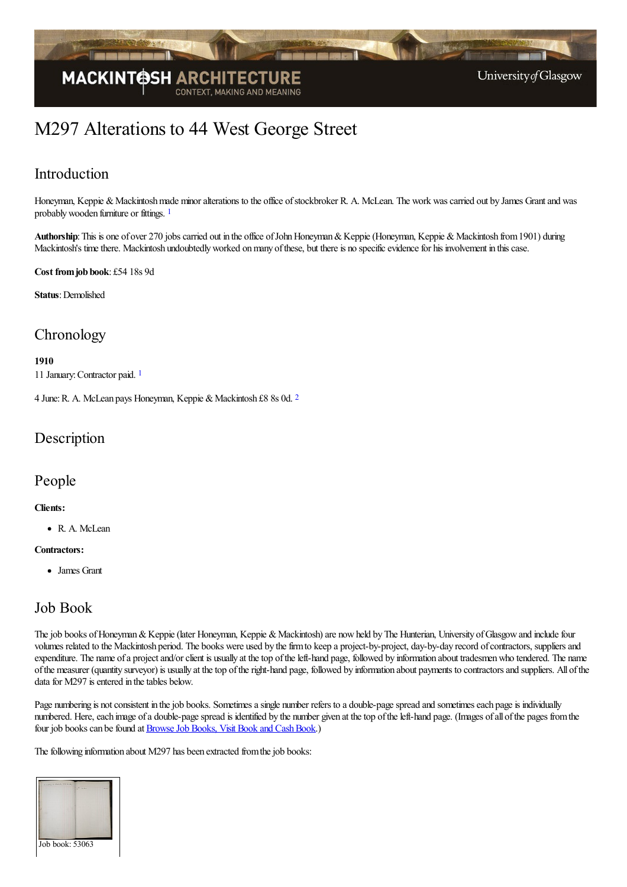# M297 Alterations to 44 West George Street

## Introduction

Honeyman, Keppie & Mackintosh made minor alterations to the office of stockbroker R. A. McLean. The work was carried out by James Grant and was probably wooden furniture or fittings. [1]

**Authorship**: This is one of over 270 jobs carried out in the office of John Honeyman & Keppie (Honeyman, Keppie & Mackintosh from 1901) during Mackintosh's time there. Mackintosh undoubtedly worked on many of these, but there is no specific evidence for his involvement in this case.

**Cost from job book**: £54 18s 9d

**Status**: Demolished

## Chronology

**1910**
11 January: Contractor paid. [1]

4 June: R. A. McLean pays Honeyman, Keppie & Mackintosh £8 8s 0d. [2]

## Description

## People

**Clients:**

- R. A. McLean

**Contractors:**

- James Grant

## Job Book

The job books of Honeyman & Keppie (later Honeyman, Keppie & Mackintosh) are now held by The Hunterian, University of Glasgow and include four volumes related to the Mackintosh period. The books were used by the firm to keep a project-by-project, day-by-day record of contractors, suppliers and expenditure. The name of a project and/or client is usually at the top of the left-hand page, followed by information about tradesmen who tendered. The name of the measurer (quantity surveyor) is usually at the top of the right-hand page, followed by information about payments to contractors and suppliers. All of the data for M297 is entered in the tables below.

Page numbering is not consistent in the job books. Sometimes a single number refers to a double-page spread and sometimes each page is individually numbered. Here, each image of a double-page spread is identified by the number given at the top of the left-hand page. (Images of all of the pages from the four job books can be found at [Browse Job Books, Visit Book and Cash Book](#).)

The following information about M297 has been extracted from the job books:

Job book: 53063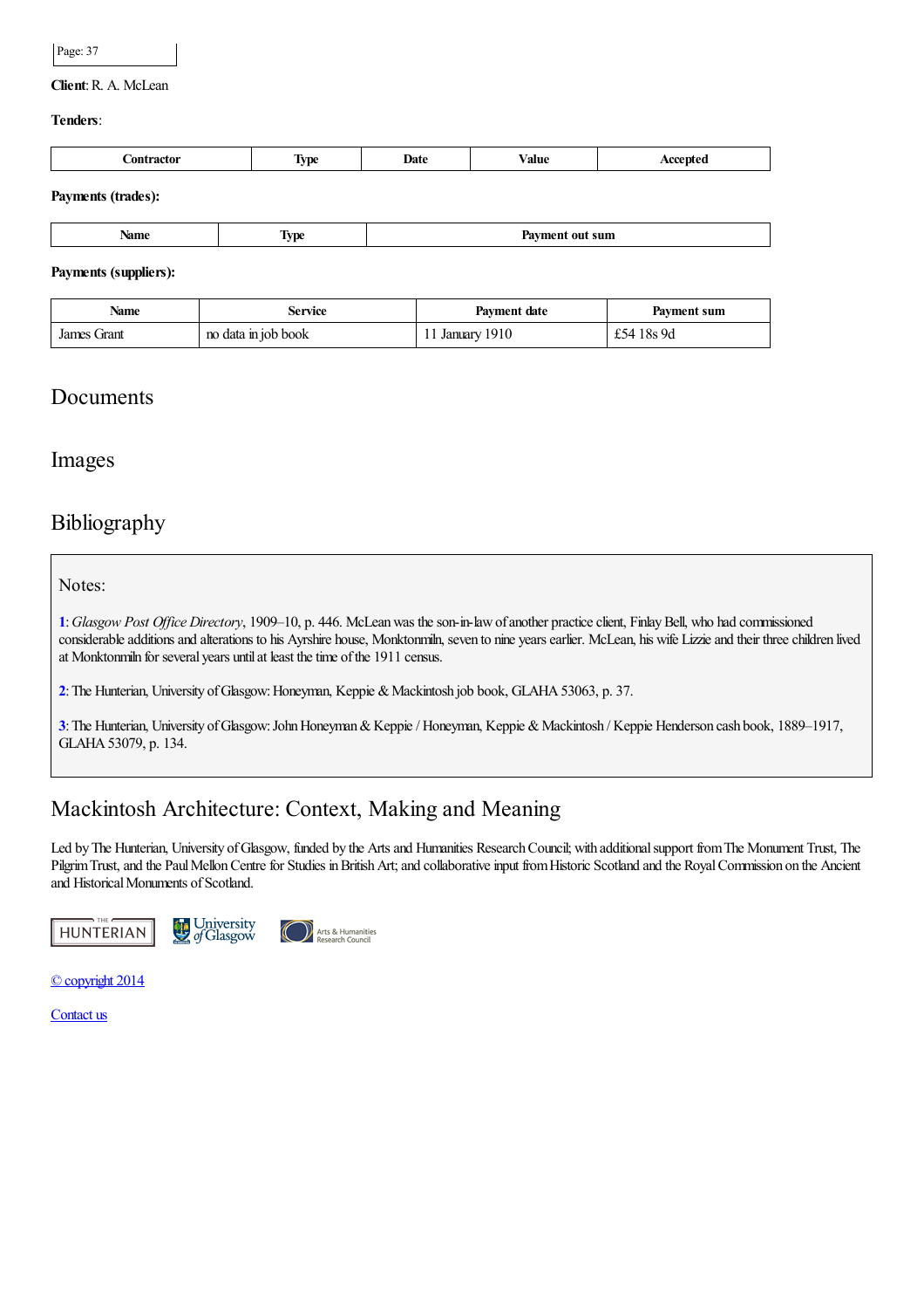Page: 37

**Client**: R. A. McLean

**Tenders**:

| Contractor | Type | Date | Value | Accepted |
|---|---|---|---|---|

**Payments (trades):**

| Name | Type | Payment out sum |
|---|---|---|

**Payments (suppliers):**

| Name | Service | Payment date | Payment sum |
|---|---|---|---|
| James Grant | no data in job book | 11 January 1910 | £54 18s 9d |

## Documents

## Images

## Bibliography

Notes:

1: *Glasgow Post Office Directory*, 1909–10, p. 446. McLean was the son-in-law of another practice client, Finlay Bell, who had commissioned considerable additions and alterations to his Ayrshire house, Monktonmiln, seven to nine years earlier. McLean, his wife Lizzie and their three children lived at Monktonmiln for several years until at least the time of the 1911 census.

2: The Hunterian, University of Glasgow: Honeyman, Keppie & Mackintosh job book, GLAHA 53063, p. 37.

3: The Hunterian, University of Glasgow: John Honeyman & Keppie / Honeyman, Keppie & Mackintosh / Keppie Henderson cash book, 1889–1917, GLAHA 53079, p. 134.

## Mackintosh Architecture: Context, Making and Meaning

Led by The Hunterian, University of Glasgow, funded by the Arts and Humanities Research Council; with additional support from The Monument Trust, The Pilgrim Trust, and the Paul Mellon Centre for Studies in British Art; and collaborative input from Historic Scotland and the Royal Commission on the Ancient and Historical Monuments of Scotland.

THE HUNTERIAN University of Glasgow Arts & Humanities Research Council

© copyright 2014

Contact us